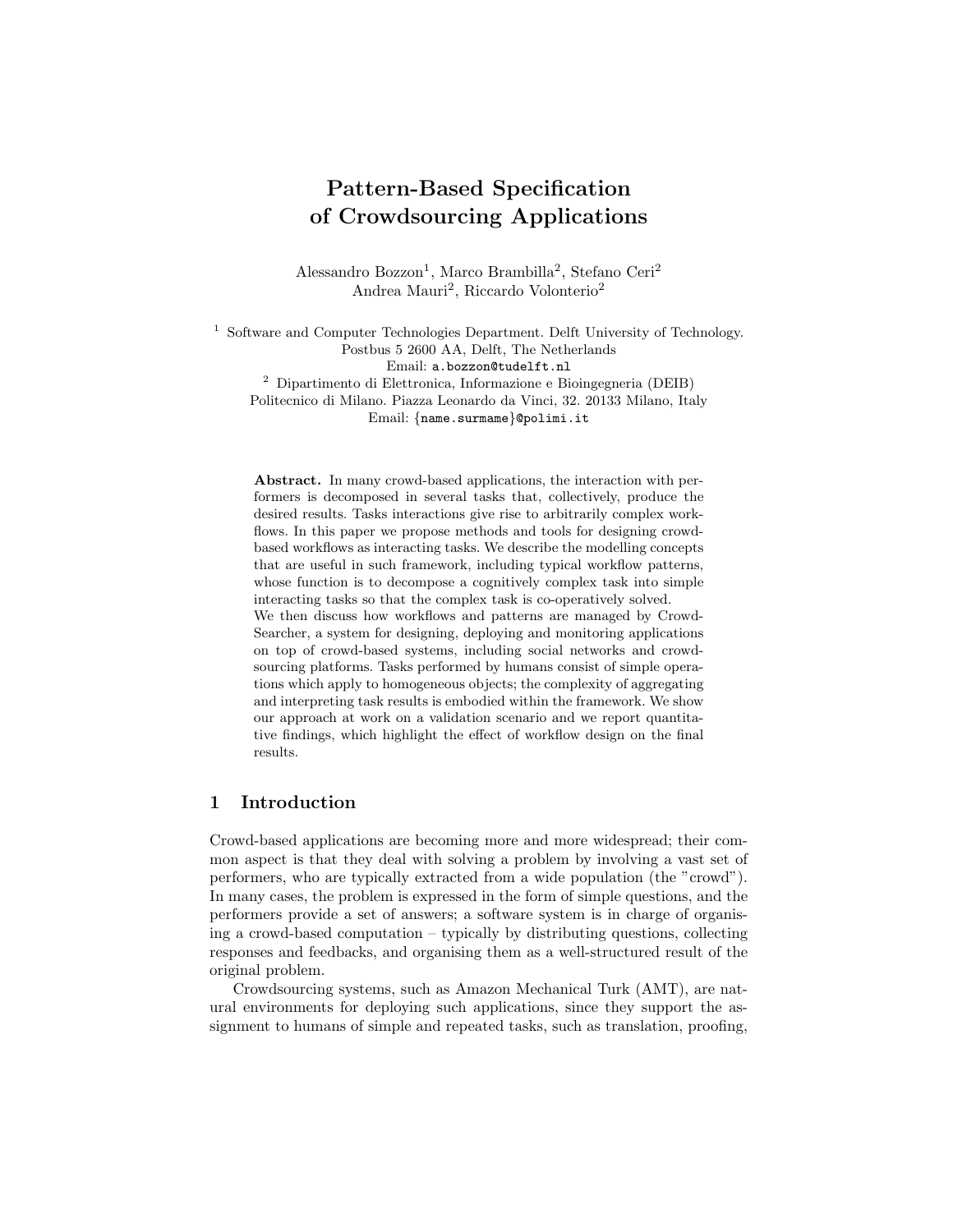# Pattern-Based Specification of Crowdsourcing Applications

Alessandro Bozzon[1], Marco Brambilla[2], Stefano Ceri[2]
Andrea Mauri[2], Riccardo Volonterio[2]

[1] Software and Computer Technologies Department. Delft University of Technology.
Postbus 5 2600 AA, Delft, The Netherlands
Email: `a.bozzon@tudelft.nl`

[2] Dipartimento di Elettronica, Informazione e Bioingegneria (DEIB)
Politecnico di Milano. Piazza Leonardo da Vinci, 32. 20133 Milano, Italy
Email: `{name.surmame}@polimi.it`

**Abstract.** In many crowd-based applications, the interaction with performers is decomposed in several tasks that, collectively, produce the desired results. Tasks interactions give rise to arbitrarily complex workflows. In this paper we propose methods and tools for designing crowd-based workflows as interacting tasks. We describe the modelling concepts that are useful in such framework, including typical workflow patterns, whose function is to decompose a cognitively complex task into simple interacting tasks so that the complex task is co-operatively solved.
We then discuss how workflows and patterns are managed by CrowdSearcher, a system for designing, deploying and monitoring applications on top of crowd-based systems, including social networks and crowdsourcing platforms. Tasks performed by humans consist of simple operations which apply to homogeneous objects; the complexity of aggregating and interpreting task results is embodied within the framework. We show our approach at work on a validation scenario and we report quantitative findings, which highlight the effect of workflow design on the final results.

## 1 Introduction

Crowd-based applications are becoming more and more widespread; their common aspect is that they deal with solving a problem by involving a vast set of performers, who are typically extracted from a wide population (the "crowd"). In many cases, the problem is expressed in the form of simple questions, and the performers provide a set of answers; a software system is in charge of organising a crowd-based computation – typically by distributing questions, collecting responses and feedbacks, and organising them as a well-structured result of the original problem.

Crowdsourcing systems, such as Amazon Mechanical Turk (AMT), are natural environments for deploying such applications, since they support the assignment to humans of simple and repeated tasks, such as translation, proofing,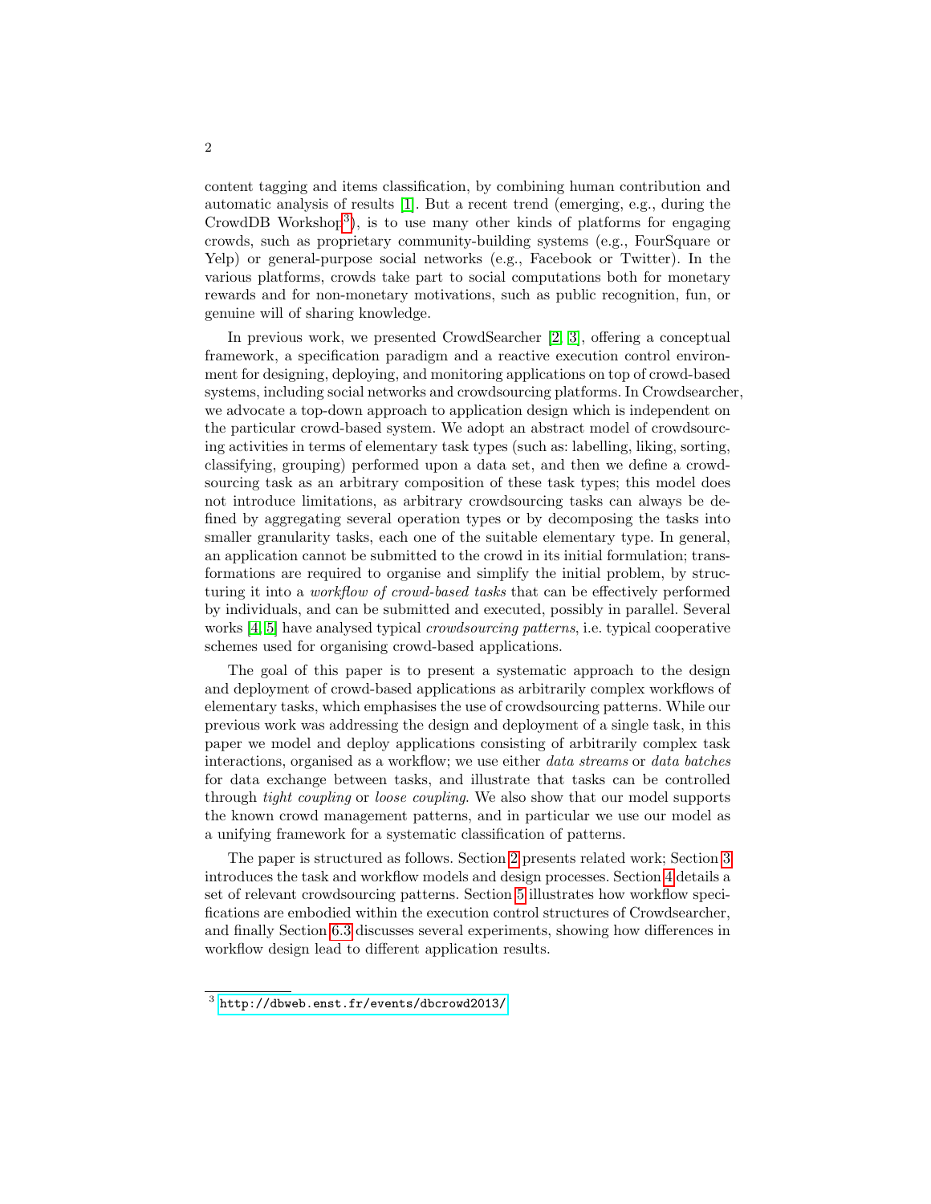content tagging and items classification, by combining human contribution and automatic analysis of results [1]. But a recent trend (emerging, e.g., during the CrowdDB Workshop[3]), is to use many other kinds of platforms for engaging crowds, such as proprietary community-building systems (e.g., FourSquare or Yelp) or general-purpose social networks (e.g., Facebook or Twitter). In the various platforms, crowds take part to social computations both for monetary rewards and for non-monetary motivations, such as public recognition, fun, or genuine will of sharing knowledge.

In previous work, we presented CrowdSearcher [2, 3], offering a conceptual framework, a specification paradigm and a reactive execution control environment for designing, deploying, and monitoring applications on top of crowd-based systems, including social networks and crowdsourcing platforms. In Crowdsearcher, we advocate a top-down approach to application design which is independent on the particular crowd-based system. We adopt an abstract model of crowdsourcing activities in terms of elementary task types (such as: labelling, liking, sorting, classifying, grouping) performed upon a data set, and then we define a crowdsourcing task as an arbitrary composition of these task types; this model does not introduce limitations, as arbitrary crowdsourcing tasks can always be defined by aggregating several operation types or by decomposing the tasks into smaller granularity tasks, each one of the suitable elementary type. In general, an application cannot be submitted to the crowd in its initial formulation; transformations are required to organise and simplify the initial problem, by structuring it into a *workflow of crowd-based tasks* that can be effectively performed by individuals, and can be submitted and executed, possibly in parallel. Several works [4, 5] have analysed typical *crowdsourcing patterns*, i.e. typical cooperative schemes used for organising crowd-based applications.

The goal of this paper is to present a systematic approach to the design and deployment of crowd-based applications as arbitrarily complex workflows of elementary tasks, which emphasises the use of crowdsourcing patterns. While our previous work was addressing the design and deployment of a single task, in this paper we model and deploy applications consisting of arbitrarily complex task interactions, organised as a workflow; we use either *data streams* or *data batches* for data exchange between tasks, and illustrate that tasks can be controlled through *tight coupling* or *loose coupling*. We also show that our model supports the known crowd management patterns, and in particular we use our model as a unifying framework for a systematic classification of patterns.

The paper is structured as follows. Section 2 presents related work; Section 3 introduces the task and workflow models and design processes. Section 4 details a set of relevant crowdsourcing patterns. Section 5 illustrates how workflow specifications are embodied within the execution control structures of Crowdsearcher, and finally Section 6.3 discusses several experiments, showing how differences in workflow design lead to different application results.

[3] http://dbweb.enst.fr/events/dbcrowd2013/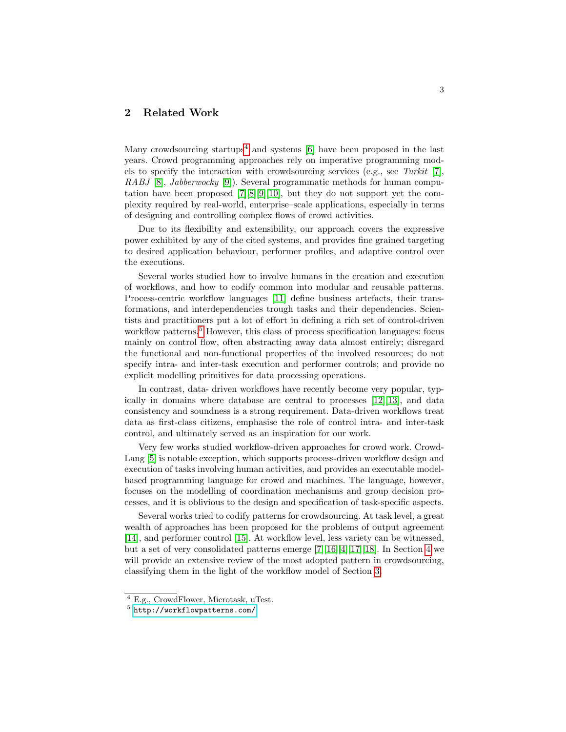## 2 Related Work

Many crowdsourcing startups[4] and systems [6] have been proposed in the last years. Crowd programming approaches rely on imperative programming models to specify the interaction with crowdsourcing services (e.g., see *Turkit* [7], *RABJ* [8], *Jabberwocky* [9]). Several programmatic methods for human computation have been proposed [7][8][9][10], but they do not support yet the complexity required by real-world, enterprise–scale applications, especially in terms of designing and controlling complex flows of crowd activities.

Due to its flexibility and extensibility, our approach covers the expressive power exhibited by any of the cited systems, and provides fine grained targeting to desired application behaviour, performer profiles, and adaptive control over the executions.

Several works studied how to involve humans in the creation and execution of workflows, and how to codify common into modular and reusable patterns. Process-centric workflow languages [11] define business artefacts, their transformations, and interdependencies trough tasks and their dependencies. Scientists and practitioners put a lot of effort in defining a rich set of control-driven workflow patterns.[5] However, this class of process specification languages: focus mainly on control flow, often abstracting away data almost entirely; disregard the functional and non-functional properties of the involved resources; do not specify intra- and inter-task execution and performer controls; and provide no explicit modelling primitives for data processing operations.

In contrast, data- driven workflows have recently become very popular, typically in domains where database are central to processes [12][13], and data consistency and soundness is a strong requirement. Data-driven workflows treat data as first-class citizens, emphasise the role of control intra- and inter-task control, and ultimately served as an inspiration for our work.

Very few works studied workflow-driven approaches for crowd work. CrowdLang [5] is notable exception, which supports process-driven workflow design and execution of tasks involving human activities, and provides an executable model-based programming language for crowd and machines. The language, however, focuses on the modelling of coordination mechanisms and group decision processes, and it is oblivious to the design and specification of task-specific aspects.

Several works tried to codify patterns for crowdsourcing. At task level, a great wealth of approaches has been proposed for the problems of output agreement [14], and performer control [15]. At workflow level, less variety can be witnessed, but a set of very consolidated patterns emerge [7][16][4][17][18]. In Section 4 we will provide an extensive review of the most adopted pattern in crowdsourcing, classifying them in the light of the workflow model of Section 3.

---

[4] E.g., CrowdFlower, Microtask, uTest.

[5] http://workflowpatterns.com/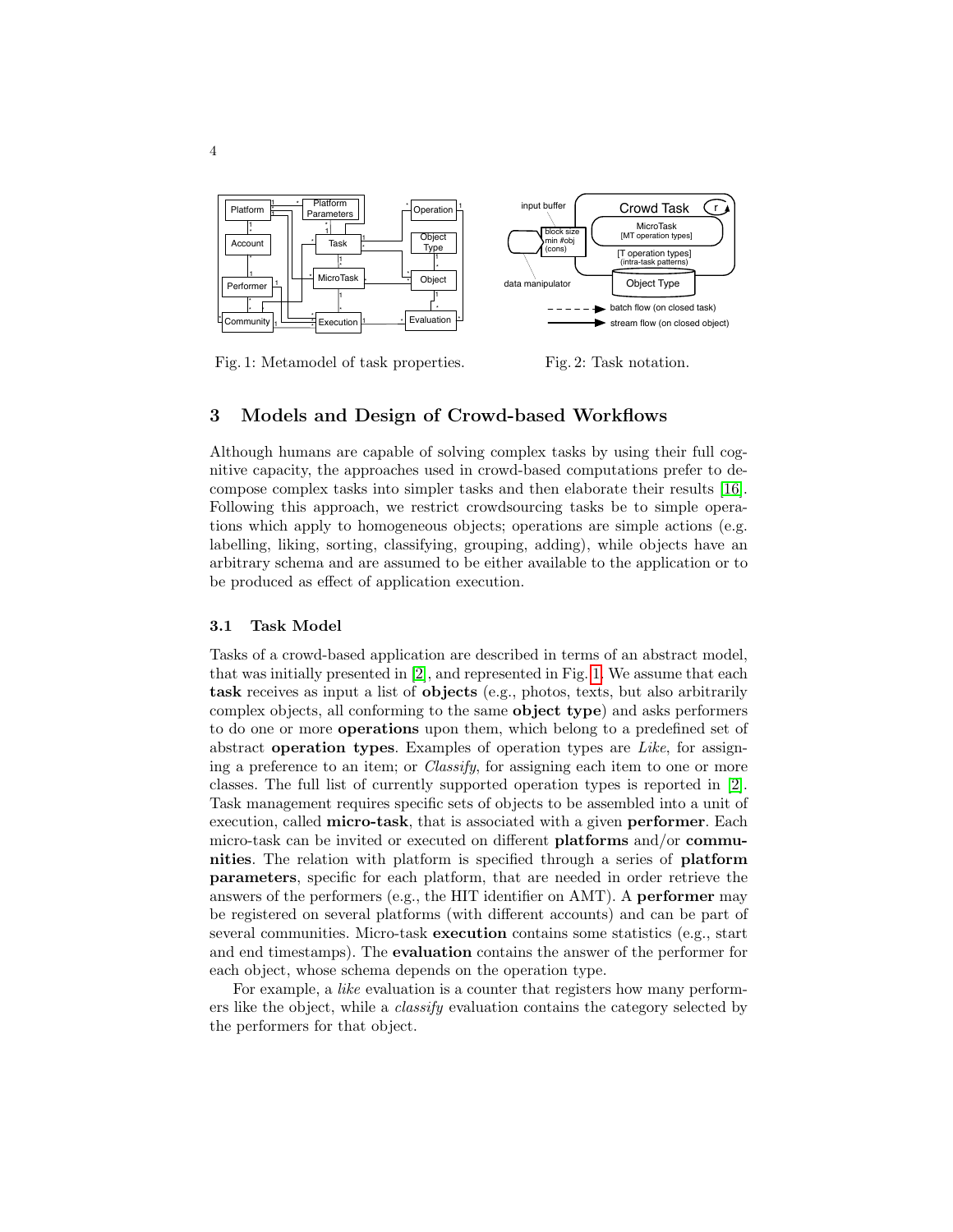Fig. 1: Metamodel of task properties.

Fig. 2: Task notation.

## 3 Models and Design of Crowd-based Workflows

Although humans are capable of solving complex tasks by using their full cognitive capacity, the approaches used in crowd-based computations prefer to decompose complex tasks into simpler tasks and then elaborate their results [16]. Following this approach, we restrict crowdsourcing tasks be to simple operations which apply to homogeneous objects; operations are simple actions (e.g. labelling, liking, sorting, classifying, grouping, adding), while objects have an arbitrary schema and are assumed to be either available to the application or to be produced as effect of application execution.

### 3.1 Task Model

Tasks of a crowd-based application are described in terms of an abstract model, that was initially presented in [2], and represented in Fig. 1. We assume that each **task** receives as input a list of **objects** (e.g., photos, texts, but also arbitrarily complex objects, all conforming to the same **object type**) and asks performers to do one or more **operations** upon them, which belong to a predefined set of abstract **operation types**. Examples of operation types are *Like*, for assigning a preference to an item; or *Classify*, for assigning each item to one or more classes. The full list of currently supported operation types is reported in [2]. Task management requires specific sets of objects to be assembled into a unit of execution, called **micro-task**, that is associated with a given **performer**. Each micro-task can be invited or executed on different **platforms** and/or **communities**. The relation with platform is specified through a series of **platform parameters**, specific for each platform, that are needed in order retrieve the answers of the performers (e.g., the HIT identifier on AMT). A **performer** may be registered on several platforms (with different accounts) and can be part of several communities. Micro-task **execution** contains some statistics (e.g., start and end timestamps). The **evaluation** contains the answer of the performer for each object, whose schema depends on the operation type.

For example, a *like* evaluation is a counter that registers how many performers like the object, while a *classify* evaluation contains the category selected by the performers for that object.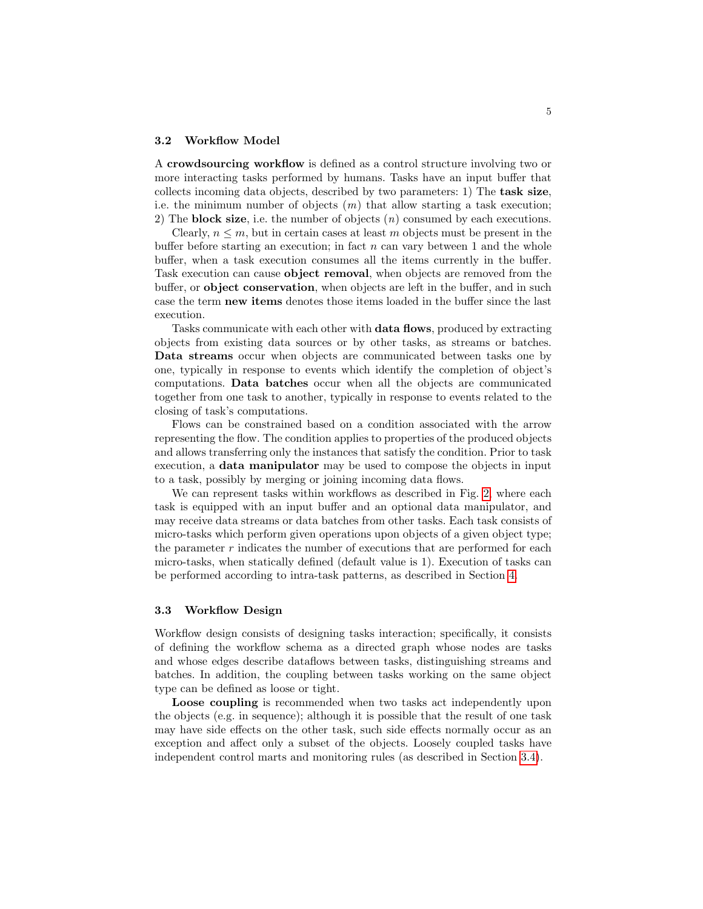### 3.2 Workflow Model

A **crowdsourcing workflow** is defined as a control structure involving two or more interacting tasks performed by humans. Tasks have an input buffer that collects incoming data objects, described by two parameters: 1) The **task size**, i.e. the minimum number of objects ($m$) that allow starting a task execution; 2) The **block size**, i.e. the number of objects ($n$) consumed by each executions.

Clearly, $n \leq m$, but in certain cases at least $m$ objects must be present in the buffer before starting an execution; in fact $n$ can vary between 1 and the whole buffer, when a task execution consumes all the items currently in the buffer. Task execution can cause **object removal**, when objects are removed from the buffer, or **object conservation**, when objects are left in the buffer, and in such case the term **new items** denotes those items loaded in the buffer since the last execution.

Tasks communicate with each other with **data flows**, produced by extracting objects from existing data sources or by other tasks, as streams or batches. **Data streams** occur when objects are communicated between tasks one by one, typically in response to events which identify the completion of object's computations. **Data batches** occur when all the objects are communicated together from one task to another, typically in response to events related to the closing of task's computations.

Flows can be constrained based on a condition associated with the arrow representing the flow. The condition applies to properties of the produced objects and allows transferring only the instances that satisfy the condition. Prior to task execution, a **data manipulator** may be used to compose the objects in input to a task, possibly by merging or joining incoming data flows.

We can represent tasks within workflows as described in Fig. 2, where each task is equipped with an input buffer and an optional data manipulator, and may receive data streams or data batches from other tasks. Each task consists of micro-tasks which perform given operations upon objects of a given object type; the parameter $r$ indicates the number of executions that are performed for each micro-tasks, when statically defined (default value is 1). Execution of tasks can be performed according to intra-task patterns, as described in Section 4.

### 3.3 Workflow Design

Workflow design consists of designing tasks interaction; specifically, it consists of defining the workflow schema as a directed graph whose nodes are tasks and whose edges describe dataflows between tasks, distinguishing streams and batches. In addition, the coupling between tasks working on the same object type can be defined as loose or tight.

**Loose coupling** is recommended when two tasks act independently upon the objects (e.g. in sequence); although it is possible that the result of one task may have side effects on the other task, such side effects normally occur as an exception and affect only a subset of the objects. Loosely coupled tasks have independent control marts and monitoring rules (as described in Section 3.4).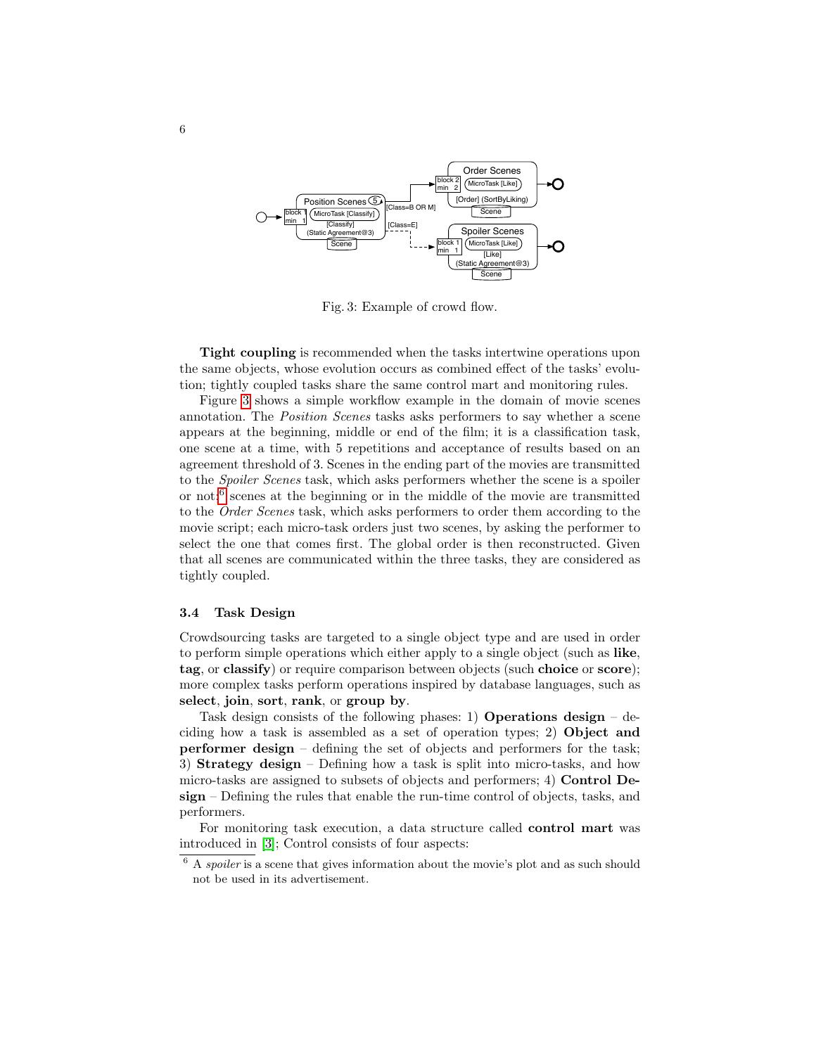Fig. 3: Example of crowd flow.

**Tight coupling** is recommended when the tasks intertwine operations upon the same objects, whose evolution occurs as combined effect of the tasks' evolution; tightly coupled tasks share the same control mart and monitoring rules.

Figure 3 shows a simple workflow example in the domain of movie scenes annotation. The *Position Scenes* tasks asks performers to say whether a scene appears at the beginning, middle or end of the film; it is a classification task, one scene at a time, with 5 repetitions and acceptance of results based on an agreement threshold of 3. Scenes in the ending part of the movies are transmitted to the *Spoiler Scenes* task, which asks performers whether the scene is a spoiler or not;[6] scenes at the beginning or in the middle of the movie are transmitted to the *Order Scenes* task, which asks performers to order them according to the movie script; each micro-task orders just two scenes, by asking the performer to select the one that comes first. The global order is then reconstructed. Given that all scenes are communicated within the three tasks, they are considered as tightly coupled.

### 3.4 Task Design

Crowdsourcing tasks are targeted to a single object type and are used in order to perform simple operations which either apply to a single object (such as **like**, **tag**, or **classify**) or require comparison between objects (such **choice** or **score**); more complex tasks perform operations inspired by database languages, such as **select**, **join**, **sort**, **rank**, or **group by**.

Task design consists of the following phases: 1) **Operations design** – deciding how a task is assembled as a set of operation types; 2) **Object and performer design** – defining the set of objects and performers for the task; 3) **Strategy design** – Defining how a task is split into micro-tasks, and how micro-tasks are assigned to subsets of objects and performers; 4) **Control Design** – Defining the rules that enable the run-time control of objects, tasks, and performers.

For monitoring task execution, a data structure called **control mart** was introduced in [3]; Control consists of four aspects:

[6] A *spoiler* is a scene that gives information about the movie's plot and as such should not be used in its advertisement.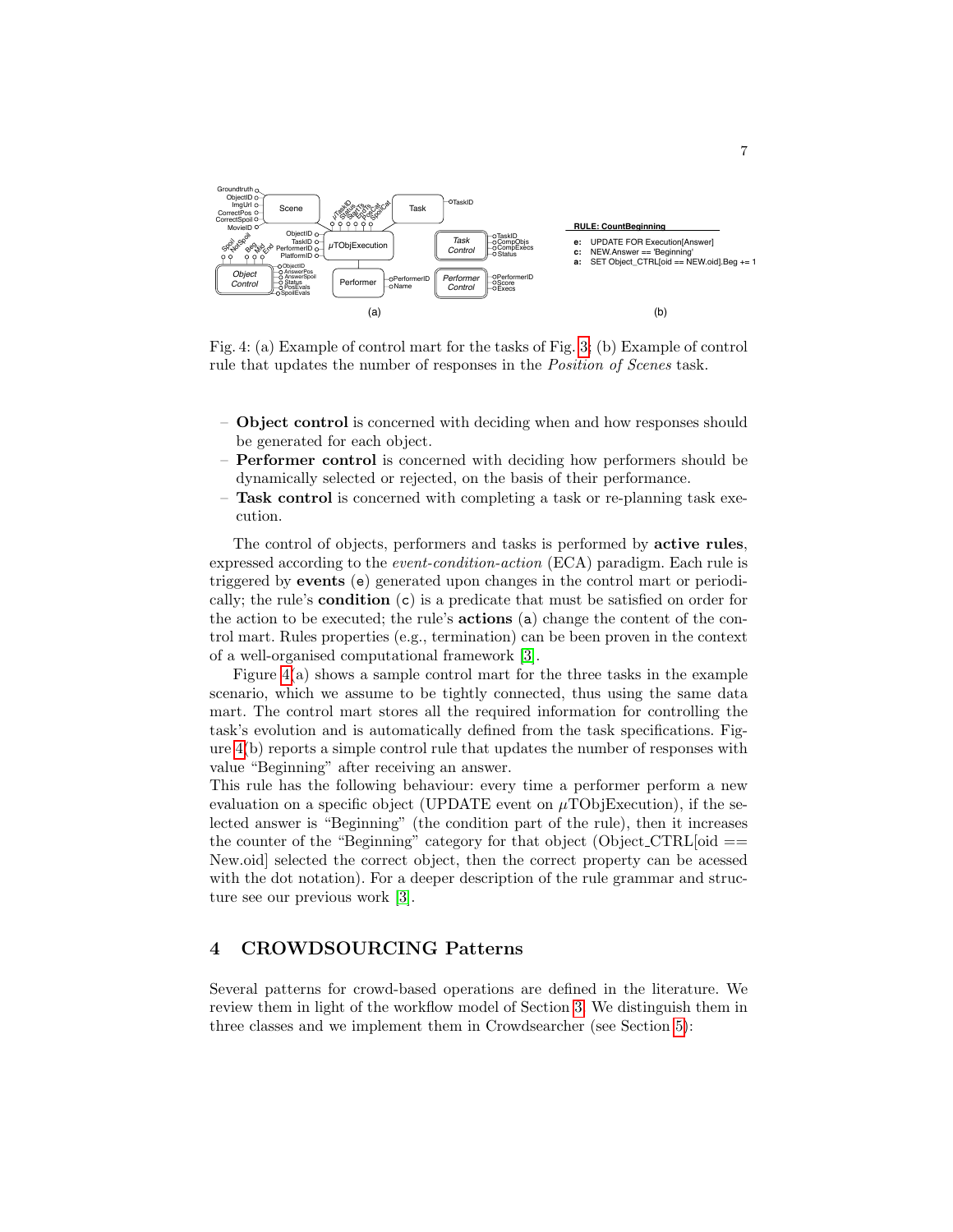Fig. 4: (a) Example of control mart for the tasks of Fig. 3; (b) Example of control rule that updates the number of responses in the *Position of Scenes* task.

- **Object control** is concerned with deciding when and how responses should be generated for each object.
- **Performer control** is concerned with deciding how performers should be dynamically selected or rejected, on the basis of their performance.
- **Task control** is concerned with completing a task or re-planning task execution.

The control of objects, performers and tasks is performed by **active rules**, expressed according to the *event-condition-action* (ECA) paradigm. Each rule is triggered by **events** (e) generated upon changes in the control mart or periodically; the rule's **condition** (c) is a predicate that must be satisfied on order for the action to be executed; the rule's **actions** (a) change the content of the control mart. Rules properties (e.g., termination) can be been proven in the context of a well-organised computational framework [3].

Figure 4(a) shows a sample control mart for the three tasks in the example scenario, which we assume to be tightly connected, thus using the same data mart. The control mart stores all the required information for controlling the task's evolution and is automatically defined from the task specifications. Figure 4(b) reports a simple control rule that updates the number of responses with value "Beginning" after receiving an answer.
This rule has the following behaviour: every time a performer perform a new evaluation on a specific object (UPDATE event on $\mu$TObjExecution), if the selected answer is "Beginning" (the condition part of the rule), then it increases the counter of the "Beginning" category for that object (Object_CTRL[oid == New.oid] selected the correct object, then the correct property can be acessed with the dot notation). For a deeper description of the rule grammar and structure see our previous work [3].

## 4 CROWDSOURCING Patterns

Several patterns for crowd-based operations are defined in the literature. We review them in light of the workflow model of Section 3. We distinguish them in three classes and we implement them in Crowdsearcher (see Section 5):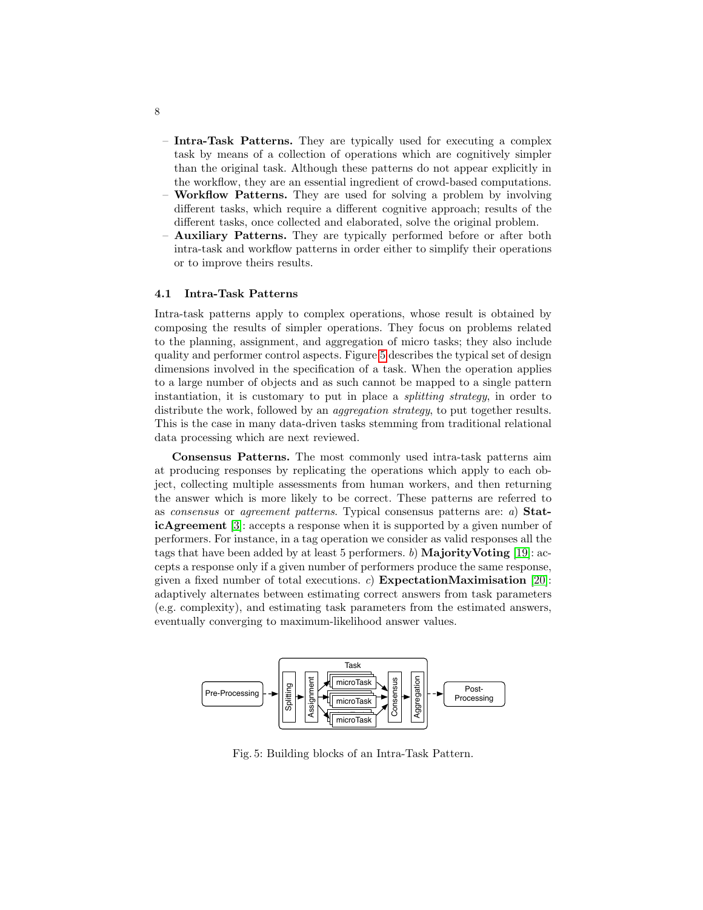- **Intra-Task Patterns.** They are typically used for executing a complex task by means of a collection of operations which are cognitively simpler than the original task. Although these patterns do not appear explicitly in the workflow, they are an essential ingredient of crowd-based computations.
- **Workflow Patterns.** They are used for solving a problem by involving different tasks, which require a different cognitive approach; results of the different tasks, once collected and elaborated, solve the original problem.
- **Auxiliary Patterns.** They are typically performed before or after both intra-task and workflow patterns in order either to simplify their operations or to improve theirs results.

### 4.1 Intra-Task Patterns

Intra-task patterns apply to complex operations, whose result is obtained by composing the results of simpler operations. They focus on problems related to the planning, assignment, and aggregation of micro tasks; they also include quality and performer control aspects. Figure 5 describes the typical set of design dimensions involved in the specification of a task. When the operation applies to a large number of objects and as such cannot be mapped to a single pattern instantiation, it is customary to put in place a *splitting strategy*, in order to distribute the work, followed by an *aggregation strategy*, to put together results. This is the case in many data-driven tasks stemming from traditional relational data processing which are next reviewed.

**Consensus Patterns.** The most commonly used intra-task patterns aim at producing responses by replicating the operations which apply to each object, collecting multiple assessments from human workers, and then returning the answer which is more likely to be correct. These patterns are referred to as *consensus* or *agreement patterns*. Typical consensus patterns are: *a*) **StaticAgreement** [3]: accepts a response when it is supported by a given number of performers. For instance, in a tag operation we consider as valid responses all the tags that have been added by at least 5 performers. *b*) **MajorityVoting** [19]: accepts a response only if a given number of performers produce the same response, given a fixed number of total executions. *c*) **ExpectationMaximisation** [20]: adaptively alternates between estimating correct answers from task parameters (e.g. complexity), and estimating task parameters from the estimated answers, eventually converging to maximum-likelihood answer values.

Pre-Processing → Task [Splitting → Assignment → microTask / microTask / microTask → Consensus → Aggregation] → Post-Processing

Fig. 5: Building blocks of an Intra-Task Pattern.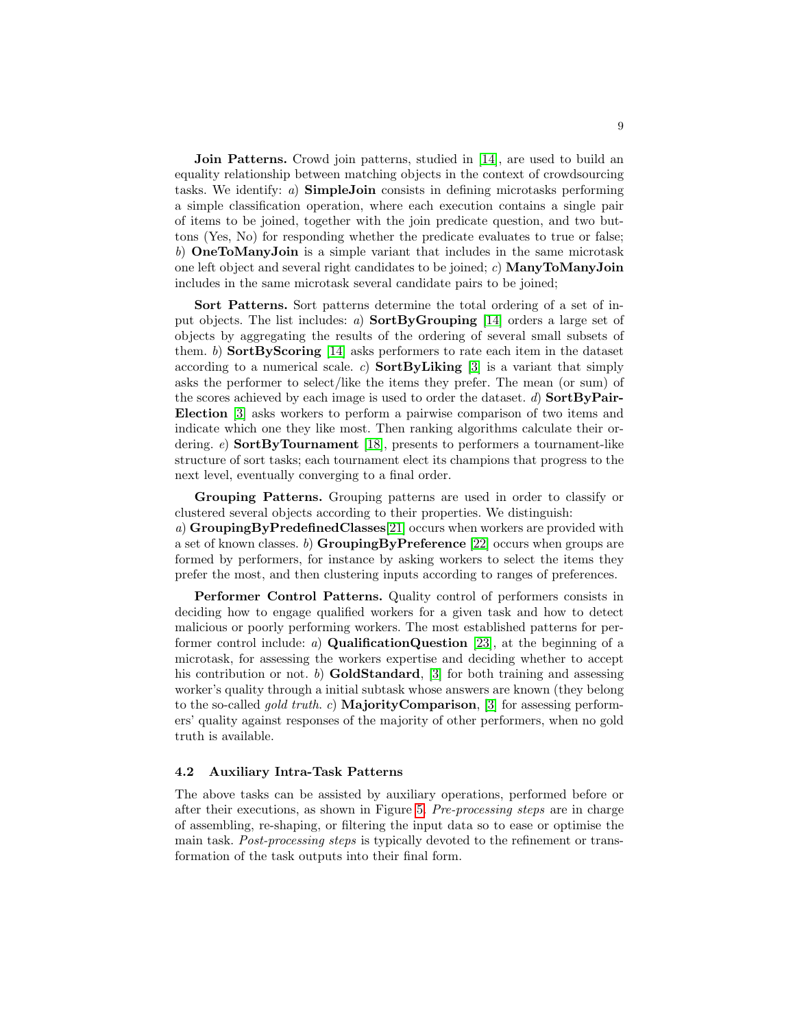**Join Patterns.** Crowd join patterns, studied in [14], are used to build an equality relationship between matching objects in the context of crowdsourcing tasks. We identify: *a)* **SimpleJoin** consists in defining microtasks performing a simple classification operation, where each execution contains a single pair of items to be joined, together with the join predicate question, and two buttons (Yes, No) for responding whether the predicate evaluates to true or false; *b)* **OneToManyJoin** is a simple variant that includes in the same microtask one left object and several right candidates to be joined; *c)* **ManyToManyJoin** includes in the same microtask several candidate pairs to be joined;

**Sort Patterns.** Sort patterns determine the total ordering of a set of input objects. The list includes: *a)* **SortByGrouping** [14] orders a large set of objects by aggregating the results of the ordering of several small subsets of them. *b)* **SortByScoring** [14] asks performers to rate each item in the dataset according to a numerical scale. *c)* **SortByLiking** [3] is a variant that simply asks the performer to select/like the items they prefer. The mean (or sum) of the scores achieved by each image is used to order the dataset. *d)* **SortByPairElection** [3] asks workers to perform a pairwise comparison of two items and indicate which one they like most. Then ranking algorithms calculate their ordering. *e)* **SortByTournament** [18], presents to performers a tournament-like structure of sort tasks; each tournament elect its champions that progress to the next level, eventually converging to a final order.

**Grouping Patterns.** Grouping patterns are used in order to classify or clustered several objects according to their properties. We distinguish:
*a)* **GroupingByPredefinedClasses**[21] occurs when workers are provided with a set of known classes. *b)* **GroupingByPreference** [22] occurs when groups are formed by performers, for instance by asking workers to select the items they prefer the most, and then clustering inputs according to ranges of preferences.

**Performer Control Patterns.** Quality control of performers consists in deciding how to engage qualified workers for a given task and how to detect malicious or poorly performing workers. The most established patterns for performer control include: *a)* **QualificationQuestion** [23], at the beginning of a microtask, for assessing the workers expertise and deciding whether to accept his contribution or not. *b)* **GoldStandard**, [3] for both training and assessing worker's quality through a initial subtask whose answers are known (they belong to the so-called *gold truth*. *c)* **MajorityComparison**, [3] for assessing performers' quality against responses of the majority of other performers, when no gold truth is available.

### 4.2 Auxiliary Intra-Task Patterns

The above tasks can be assisted by auxiliary operations, performed before or after their executions, as shown in Figure 5. *Pre-processing steps* are in charge of assembling, re-shaping, or filtering the input data so to ease or optimise the main task. *Post-processing steps* is typically devoted to the refinement or transformation of the task outputs into their final form.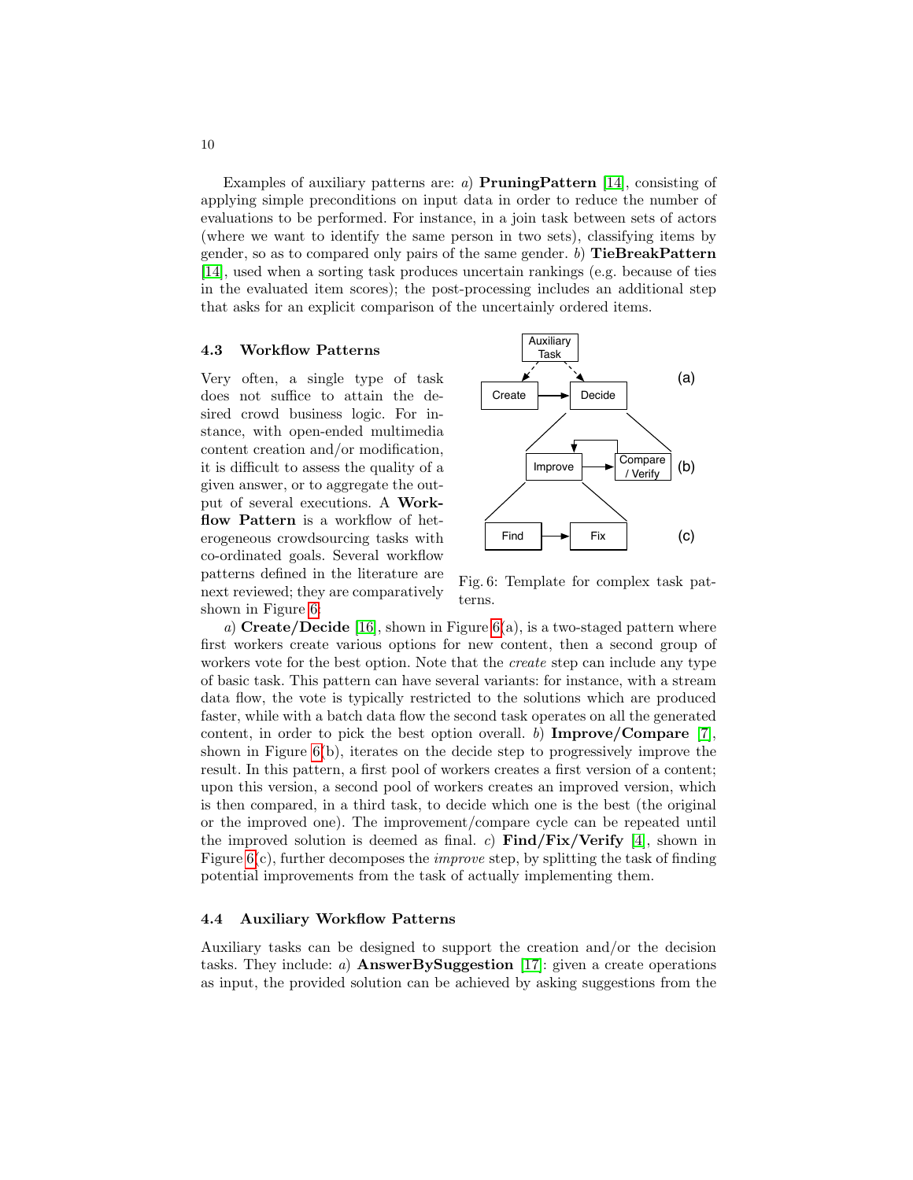Examples of auxiliary patterns are: *a)* **PruningPattern** [14], consisting of applying simple preconditions on input data in order to reduce the number of evaluations to be performed. For instance, in a join task between sets of actors (where we want to identify the same person in two sets), classifying items by gender, so as to compared only pairs of the same gender. *b)* **TieBreakPattern** [14], used when a sorting task produces uncertain rankings (e.g. because of ties in the evaluated item scores); the post-processing includes an additional step that asks for an explicit comparison of the uncertainly ordered items.

### 4.3 Workflow Patterns

Very often, a single type of task does not suffice to attain the desired crowd business logic. For instance, with open-ended multimedia content creation and/or modification, it is difficult to assess the quality of a given answer, or to aggregate the output of several executions. A **Workflow Pattern** is a workflow of heterogeneous crowdsourcing tasks with co-ordinated goals. Several workflow patterns defined in the literature are next reviewed; they are comparatively shown in Figure 6:

Auxiliary Task
Create
Decide
(a)
Improve
Compare / Verify
(b)
Find
Fix
(c)

Fig. 6: Template for complex task patterns.

*a)* **Create/Decide** [16], shown in Figure 6(a), is a two-staged pattern where first workers create various options for new content, then a second group of workers vote for the best option. Note that the *create* step can include any type of basic task. This pattern can have several variants: for instance, with a stream data flow, the vote is typically restricted to the solutions which are produced faster, while with a batch data flow the second task operates on all the generated content, in order to pick the best option overall. *b)* **Improve/Compare** [7], shown in Figure 6(b), iterates on the decide step to progressively improve the result. In this pattern, a first pool of workers creates a first version of a content; upon this version, a second pool of workers creates an improved version, which is then compared, in a third task, to decide which one is the best (the original or the improved one). The improvement/compare cycle can be repeated until the improved solution is deemed as final. *c)* **Find/Fix/Verify** [4], shown in Figure 6(c), further decomposes the *improve* step, by splitting the task of finding potential improvements from the task of actually implementing them.

### 4.4 Auxiliary Workflow Patterns

Auxiliary tasks can be designed to support the creation and/or the decision tasks. They include: *a)* **AnswerBySuggestion** [17]: given a create operations as input, the provided solution can be achieved by asking suggestions from the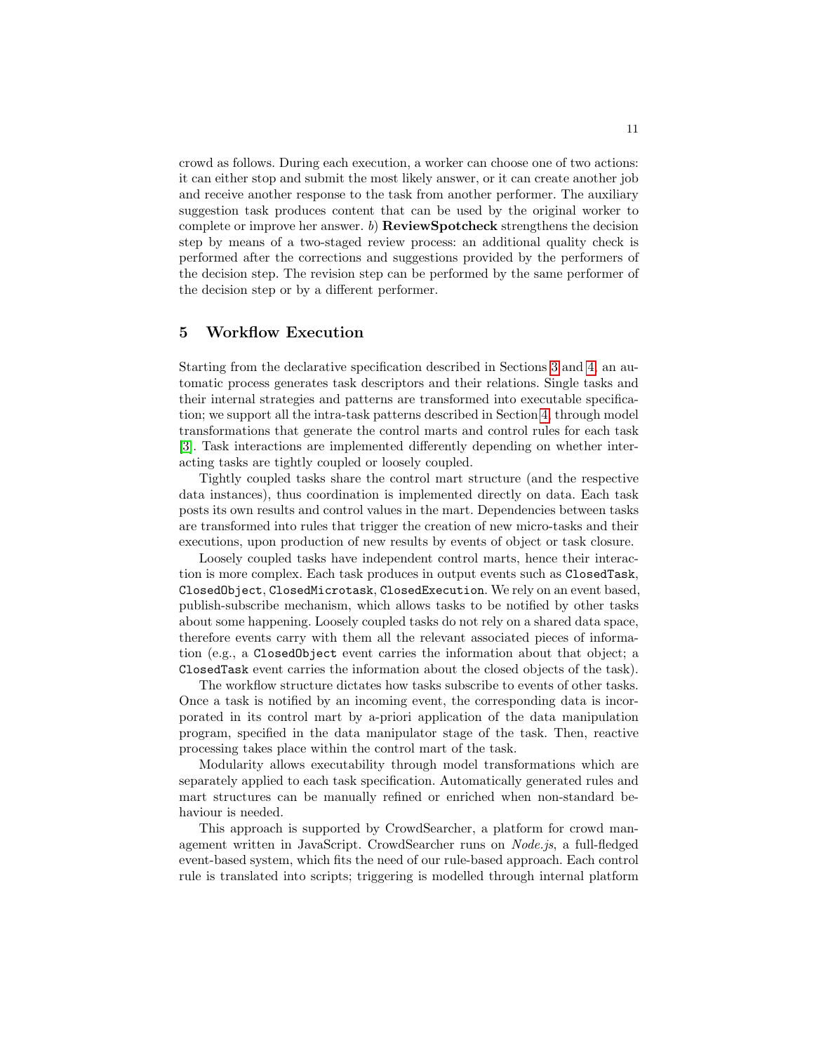crowd as follows. During each execution, a worker can choose one of two actions: it can either stop and submit the most likely answer, or it can create another job and receive another response to the task from another performer. The auxiliary suggestion task produces content that can be used by the original worker to complete or improve her answer. *b)* **ReviewSpotcheck** strengthens the decision step by means of a two-staged review process: an additional quality check is performed after the corrections and suggestions provided by the performers of the decision step. The revision step can be performed by the same performer of the decision step or by a different performer.

## 5 Workflow Execution

Starting from the declarative specification described in Sections 3 and 4, an automatic process generates task descriptors and their relations. Single tasks and their internal strategies and patterns are transformed into executable specification; we support all the intra-task patterns described in Section 4, through model transformations that generate the control marts and control rules for each task [3]. Task interactions are implemented differently depending on whether interacting tasks are tightly coupled or loosely coupled.

Tightly coupled tasks share the control mart structure (and the respective data instances), thus coordination is implemented directly on data. Each task posts its own results and control values in the mart. Dependencies between tasks are transformed into rules that trigger the creation of new micro-tasks and their executions, upon production of new results by events of object or task closure.

Loosely coupled tasks have independent control marts, hence their interaction is more complex. Each task produces in output events such as `ClosedTask`, `ClosedObject`, `ClosedMicrotask`, `ClosedExecution`. We rely on an event based, publish-subscribe mechanism, which allows tasks to be notified by other tasks about some happening. Loosely coupled tasks do not rely on a shared data space, therefore events carry with them all the relevant associated pieces of information (e.g., a `ClosedObject` event carries the information about that object; a `ClosedTask` event carries the information about the closed objects of the task).

The workflow structure dictates how tasks subscribe to events of other tasks. Once a task is notified by an incoming event, the corresponding data is incorporated in its control mart by a-priori application of the data manipulation program, specified in the data manipulator stage of the task. Then, reactive processing takes place within the control mart of the task.

Modularity allows executability through model transformations which are separately applied to each task specification. Automatically generated rules and mart structures can be manually refined or enriched when non-standard behaviour is needed.

This approach is supported by CrowdSearcher, a platform for crowd management written in JavaScript. CrowdSearcher runs on *Node.js*, a full-fledged event-based system, which fits the need of our rule-based approach. Each control rule is translated into scripts; triggering is modelled through internal platform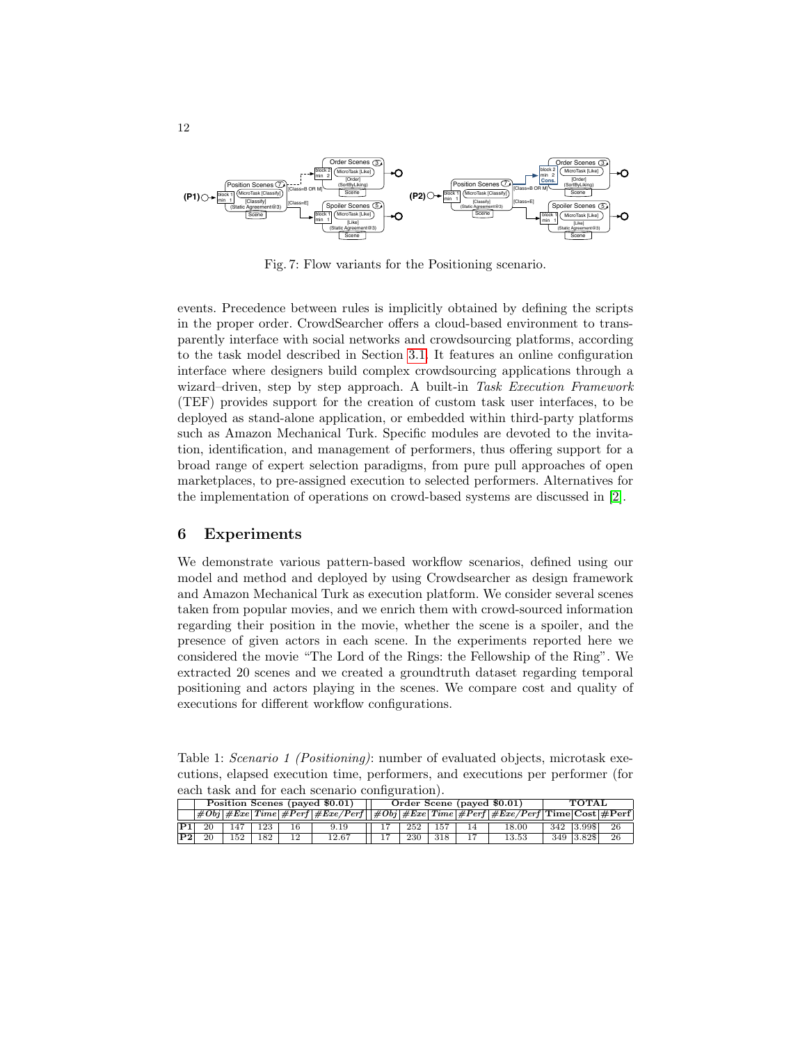Fig. 7: Flow variants for the Positioning scenario.

events. Precedence between rules is implicitly obtained by defining the scripts in the proper order. CrowdSearcher offers a cloud-based environment to transparently interface with social networks and crowdsourcing platforms, according to the task model described in Section 3.1. It features an online configuration interface where designers build complex crowdsourcing applications through a wizard–driven, step by step approach. A built-in *Task Execution Framework* (TEF) provides support for the creation of custom task user interfaces, to be deployed as stand-alone application, or embedded within third-party platforms such as Amazon Mechanical Turk. Specific modules are devoted to the invitation, identification, and management of performers, thus offering support for a broad range of expert selection paradigms, from pure pull approaches of open marketplaces, to pre-assigned execution to selected performers. Alternatives for the implementation of operations on crowd-based systems are discussed in [2].

## 6 Experiments

We demonstrate various pattern-based workflow scenarios, defined using our model and method and deployed by using Crowdsearcher as design framework and Amazon Mechanical Turk as execution platform. We consider several scenes taken from popular movies, and we enrich them with crowd-sourced information regarding their position in the movie, whether the scene is a spoiler, and the presence of given actors in each scene. In the experiments reported here we considered the movie "The Lord of the Rings: the Fellowship of the Ring". We extracted 20 scenes and we created a groundtruth dataset regarding temporal positioning and actors playing in the scenes. We compare cost and quality of executions for different workflow configurations.

Table 1: *Scenario 1 (Positioning)*: number of evaluated objects, microtask executions, elapsed execution time, performers, and executions per performer (for each task and for each scenario configuration).

| | **Position Scenes (payed $0.01)** | | | | | **Order Scene (payed $0.01)** | | | | | **TOTAL** | | |
|---|---|---|---|---|---|---|---|---|---|---|---|---|---|
| | *#Obj* | *#Exe* | *Time* | *#Perf* | *#Exe/Perf* | *#Obj* | *#Exe* | *Time* | *#Perf* | *#Exe/Perf* | **Time** | **Cost** | **#Perf** |
| **P1** | 20 | 147 | 123 | 16 | 9.19 | 17 | 252 | 157 | 14 | 18.00 | 342 | 3.99$ | 26 |
| **P2** | 20 | 152 | 182 | 12 | 12.67 | 17 | 230 | 318 | 17 | 13.53 | 349 | 3.82$ | 26 |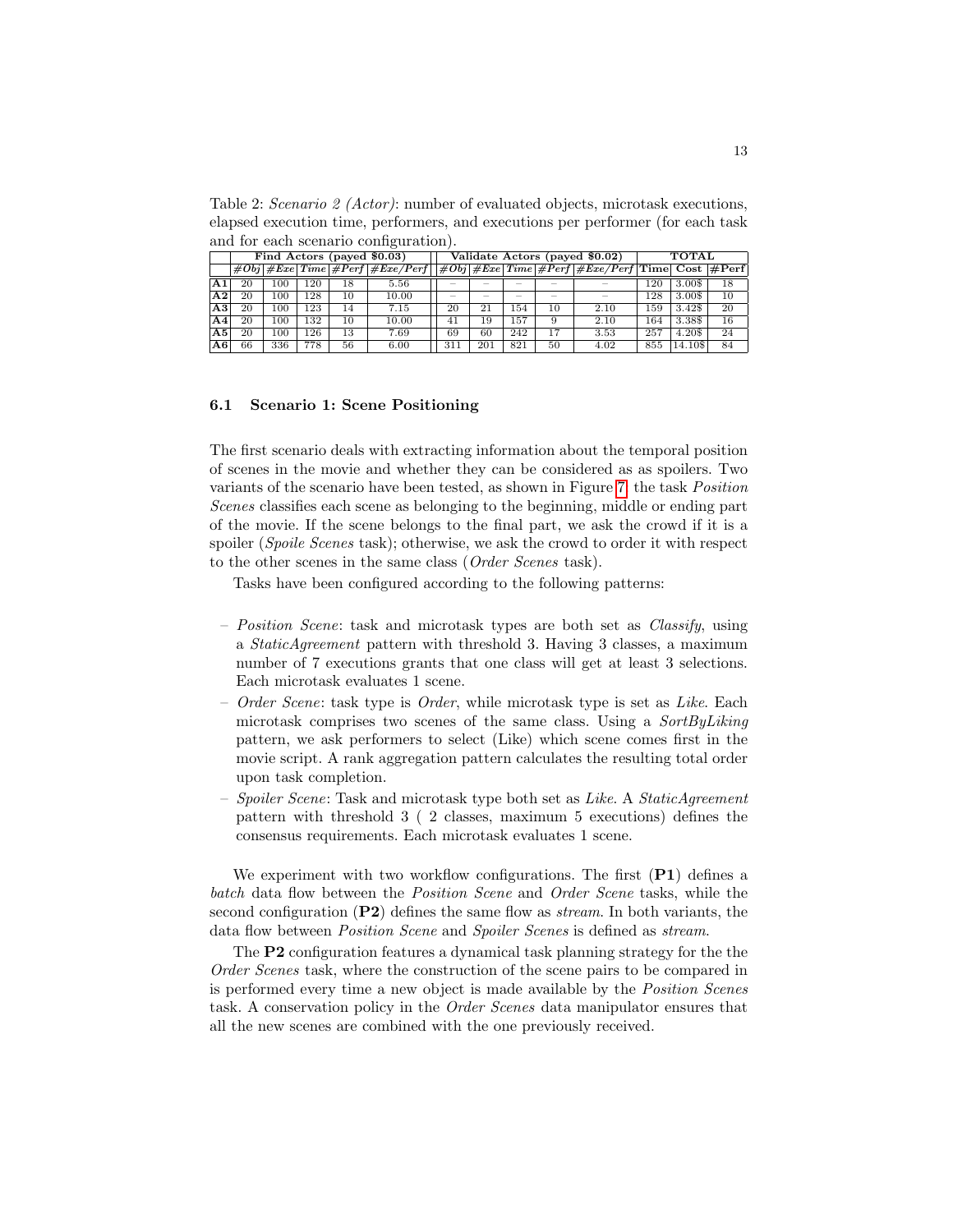Table 2: *Scenario 2 (Actor)*: number of evaluated objects, microtask executions, elapsed execution time, performers, and executions per performer (for each task and for each scenario configuration).

| | Find Actors (payed $0.03) | | | | | Validate Actors (payed $0.02) | | | | | TOTAL | | |
|---|---|---|---|---|---|---|---|---|---|---|---|---|---|
| | *#Obj* | *#Exe* | *Time* | *#Perf* | *#Exe/Perf* | *#Obj* | *#Exe* | *Time* | *#Perf* | *#Exe/Perf* | **Time** | **Cost** | **#Perf** |
| **A1** | 20 | 100 | 120 | 18 | 5.56 | – | – | – | – | – | 120 | 3.00$ | 18 |
| **A2** | 20 | 100 | 128 | 10 | 10.00 | – | – | – | – | – | 128 | 3.00$ | 10 |
| **A3** | 20 | 100 | 123 | 14 | 7.15 | 20 | 21 | 154 | 10 | 2.10 | 159 | 3.42$ | 20 |
| **A4** | 20 | 100 | 132 | 10 | 10.00 | 41 | 19 | 157 | 9 | 2.10 | 164 | 3.38$ | 16 |
| **A5** | 20 | 100 | 126 | 13 | 7.69 | 69 | 60 | 242 | 17 | 3.53 | 257 | 4.20$ | 24 |
| **A6** | 66 | 336 | 778 | 56 | 6.00 | 311 | 201 | 821 | 50 | 4.02 | 855 | 14.10$ | 84 |

### 6.1 Scenario 1: Scene Positioning

The first scenario deals with extracting information about the temporal position of scenes in the movie and whether they can be considered as as spoilers. Two variants of the scenario have been tested, as shown in Figure 7: the task *Position Scenes* classifies each scene as belonging to the beginning, middle or ending part of the movie. If the scene belongs to the final part, we ask the crowd if it is a spoiler (*Spoile Scenes* task); otherwise, we ask the crowd to order it with respect to the other scenes in the same class (*Order Scenes* task).

Tasks have been configured according to the following patterns:

- *Position Scene*: task and microtask types are both set as *Classify*, using a *StaticAgreement* pattern with threshold 3. Having 3 classes, a maximum number of 7 executions grants that one class will get at least 3 selections. Each microtask evaluates 1 scene.
- *Order Scene*: task type is *Order*, while microtask type is set as *Like*. Each microtask comprises two scenes of the same class. Using a *SortByLiking* pattern, we ask performers to select (Like) which scene comes first in the movie script. A rank aggregation pattern calculates the resulting total order upon task completion.
- *Spoiler Scene*: Task and microtask type both set as *Like*. A *StaticAgreement* pattern with threshold 3 ( 2 classes, maximum 5 executions) defines the consensus requirements. Each microtask evaluates 1 scene.

We experiment with two workflow configurations. The first (**P1**) defines a *batch* data flow between the *Position Scene* and *Order Scene* tasks, while the second configuration (**P2**) defines the same flow as *stream*. In both variants, the data flow between *Position Scene* and *Spoiler Scenes* is defined as *stream*.

The **P2** configuration features a dynamical task planning strategy for the the *Order Scenes* task, where the construction of the scene pairs to be compared in is performed every time a new object is made available by the *Position Scenes* task. A conservation policy in the *Order Scenes* data manipulator ensures that all the new scenes are combined with the one previously received.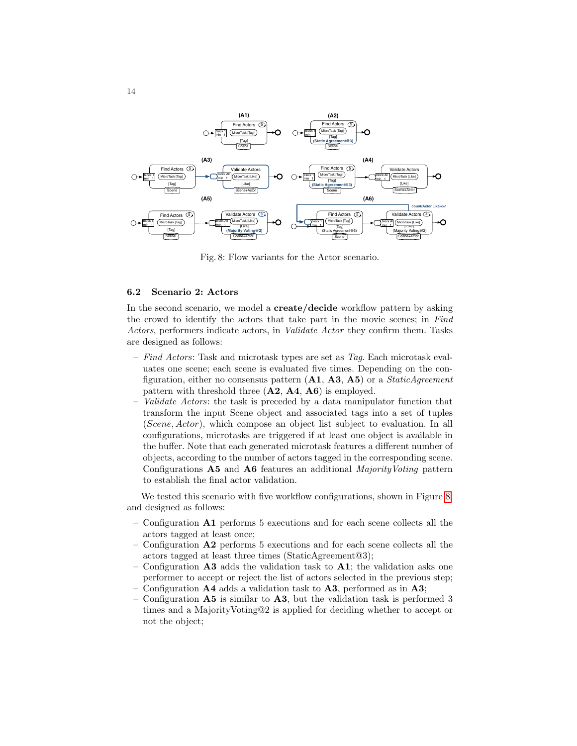Fig. 8: Flow variants for the Actor scenario.

### 6.2 Scenario 2: Actors

In the second scenario, we model a **create/decide** workflow pattern by asking the crowd to identify the actors that take part in the movie scenes; in *Find Actors*, performers indicate actors, in *Validate Actor* they confirm them. Tasks are designed as follows:

- *Find Actors*: Task and microtask types are set as *Tag*. Each microtask evaluates one scene; each scene is evaluated five times. Depending on the configuration, either no consensus pattern (**A1**, **A3**, **A5**) or a *StaticAgreement* pattern with threshold three (**A2**, **A4**, **A6**) is employed.
- *Validate Actors*: the task is preceded by a data manipulator function that transform the input Scene object and associated tags into a set of tuples (*Scene*, *Actor*), which compose an object list subject to evaluation. In all configurations, microtasks are triggered if at least one object is available in the buffer. Note that each generated microtask features a different number of objects, according to the number of actors tagged in the corresponding scene. Configurations **A5** and **A6** features an additional *MajorityVoting* pattern to establish the final actor validation.

We tested this scenario with five workflow configurations, shown in Figure 8, and designed as follows:

- Configuration **A1** performs 5 executions and for each scene collects all the actors tagged at least once;
- Configuration **A2** performs 5 executions and for each scene collects all the actors tagged at least three times (StaticAgreement@3);
- Configuration **A3** adds the validation task to **A1**; the validation asks one performer to accept or reject the list of actors selected in the previous step;
- Configuration **A4** adds a validation task to **A3**, performed as in **A3**;
- Configuration **A5** is similar to **A3**, but the validation task is performed 3 times and a MajorityVoting@2 is applied for deciding whether to accept or not the object;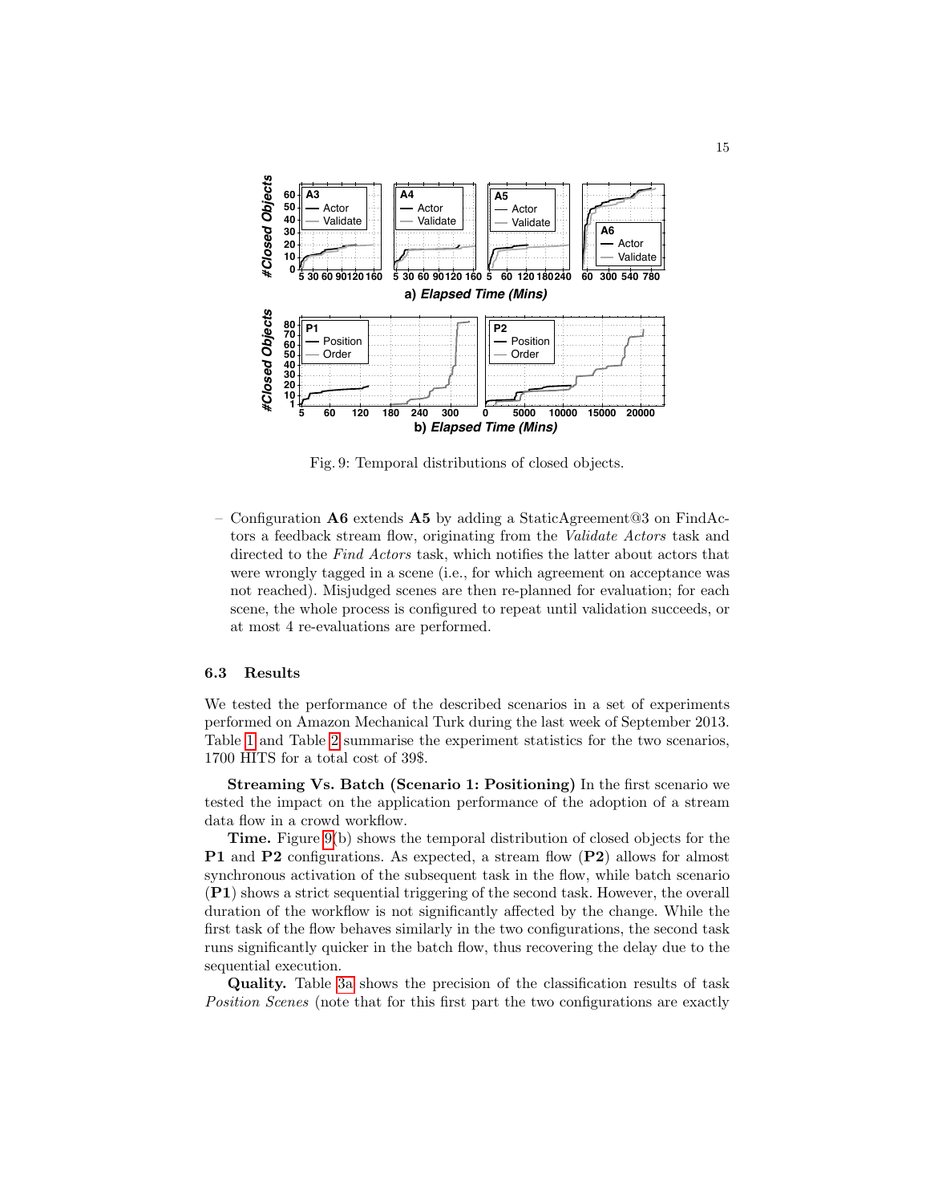Fig. 9: Temporal distributions of closed objects.

– Configuration **A6** extends **A5** by adding a StaticAgreement@3 on FindActors a feedback stream flow, originating from the *Validate Actors* task and directed to the *Find Actors* task, which notifies the latter about actors that were wrongly tagged in a scene (i.e., for which agreement on acceptance was not reached). Misjudged scenes are then re-planned for evaluation; for each scene, the whole process is configured to repeat until validation succeeds, or at most 4 re-evaluations are performed.

### 6.3 Results

We tested the performance of the described scenarios in a set of experiments performed on Amazon Mechanical Turk during the last week of September 2013. Table 1 and Table 2 summarise the experiment statistics for the two scenarios, 1700 HITS for a total cost of 39$.

**Streaming Vs. Batch (Scenario 1: Positioning)** In the first scenario we tested the impact on the application performance of the adoption of a stream data flow in a crowd workflow.

**Time.** Figure 9(b) shows the temporal distribution of closed objects for the **P1** and **P2** configurations. As expected, a stream flow (**P2**) allows for almost synchronous activation of the subsequent task in the flow, while batch scenario (**P1**) shows a strict sequential triggering of the second task. However, the overall duration of the workflow is not significantly affected by the change. While the first task of the flow behaves similarly in the two configurations, the second task runs significantly quicker in the batch flow, thus recovering the delay due to the sequential execution.

**Quality.** Table 3a shows the precision of the classification results of task *Position Scenes* (note that for this first part the two configurations are exactly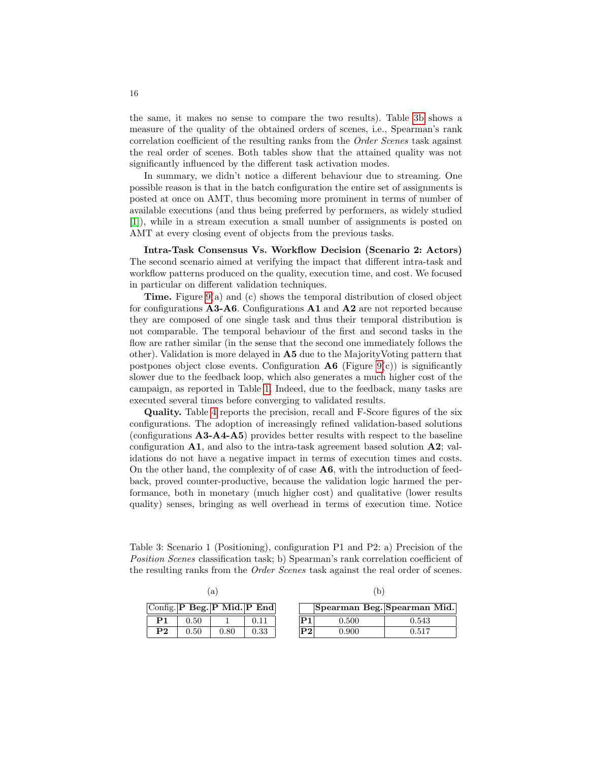the same, it makes no sense to compare the two results). Table 3b shows a measure of the quality of the obtained orders of scenes, i.e., Spearman's rank correlation coefficient of the resulting ranks from the *Order Scenes* task against the real order of scenes. Both tables show that the attained quality was not significantly influenced by the different task activation modes.

In summary, we didn't notice a different behaviour due to streaming. One possible reason is that in the batch configuration the entire set of assignments is posted at once on AMT, thus becoming more prominent in terms of number of available executions (and thus being preferred by performers, as widely studied [1]), while in a stream execution a small number of assignments is posted on AMT at every closing event of objects from the previous tasks.

**Intra-Task Consensus Vs. Workflow Decision (Scenario 2: Actors)** The second scenario aimed at verifying the impact that different intra-task and workflow patterns produced on the quality, execution time, and cost. We focused in particular on different validation techniques.

**Time.** Figure 9(a) and (c) shows the temporal distribution of closed object for configurations **A3-A6**. Configurations **A1** and **A2** are not reported because they are composed of one single task and thus their temporal distribution is not comparable. The temporal behaviour of the first and second tasks in the flow are rather similar (in the sense that the second one immediately follows the other). Validation is more delayed in **A5** due to the MajorityVoting pattern that postpones object close events. Configuration **A6** (Figure 9(c)) is significantly slower due to the feedback loop, which also generates a much higher cost of the campaign, as reported in Table 1. Indeed, due to the feedback, many tasks are executed several times before converging to validated results.

**Quality.** Table 4 reports the precision, recall and F-Score figures of the six configurations. The adoption of increasingly refined validation-based solutions (configurations **A3-A4-A5**) provides better results with respect to the baseline configuration **A1**, and also to the intra-task agreement based solution **A2**; validations do not have a negative impact in terms of execution times and costs. On the other hand, the complexity of of case **A6**, with the introduction of feedback, proved counter-productive, because the validation logic harmed the performance, both in monetary (much higher cost) and qualitative (lower results quality) senses, bringing as well overhead in terms of execution time. Notice

Table 3: Scenario 1 (Positioning), configuration P1 and P2: a) Precision of the *Position Scenes* classification task; b) Spearman's rank correlation coefficient of the resulting ranks from the *Order Scenes* task against the real order of scenes.

(a)

| Config. | **P Beg.** | **P Mid.** | **P End** |
|---|---|---|---|
| **P1** | 0.50 | 1 | 0.11 |
| **P2** | 0.50 | 0.80 | 0.33 |

(b)

| | **Spearman Beg.** | **Spearman Mid.** |
|---|---|---|
| **P1** | 0.500 | 0.543 |
| **P2** | 0.900 | 0.517 |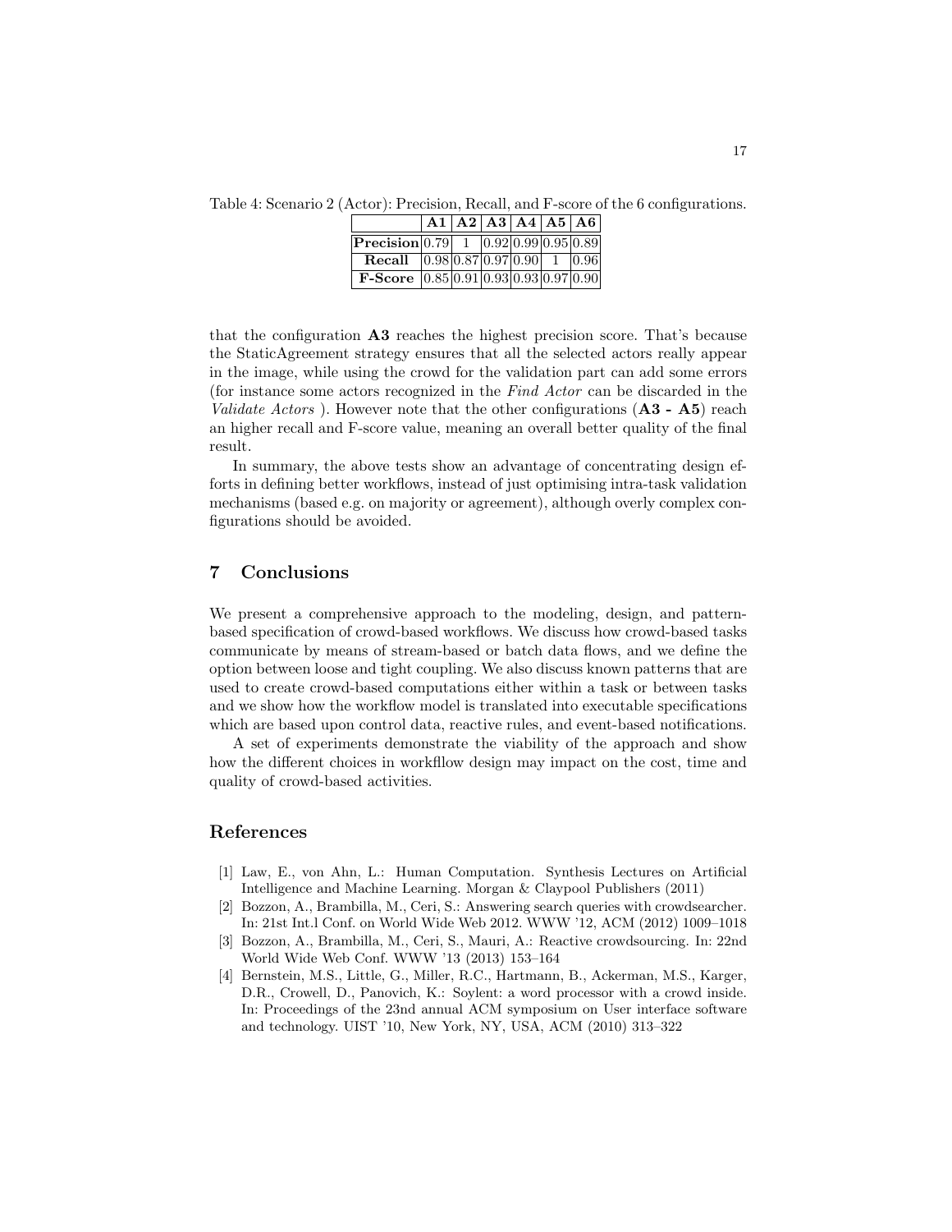Table 4: Scenario 2 (Actor): Precision, Recall, and F-score of the 6 configurations.

| | **A1** | **A2** | **A3** | **A4** | **A5** | **A6** |
|---|---|---|---|---|---|---|
| **Precision** | 0.79 | 1 | 0.92 | 0.99 | 0.95 | 0.89 |
| **Recall** | 0.98 | 0.87 | 0.97 | 0.90 | 1 | 0.96 |
| **F-Score** | 0.85 | 0.91 | 0.93 | 0.93 | 0.97 | 0.90 |

that the configuration **A3** reaches the highest precision score. That's because the StaticAgreement strategy ensures that all the selected actors really appear in the image, while using the crowd for the validation part can add some errors (for instance some actors recognized in the *Find Actor* can be discarded in the *Validate Actors* ). However note that the other configurations (**A3 - A5**) reach an higher recall and F-score value, meaning an overall better quality of the final result.

In summary, the above tests show an advantage of concentrating design efforts in defining better workflows, instead of just optimising intra-task validation mechanisms (based e.g. on majority or agreement), although overly complex configurations should be avoided.

## 7 Conclusions

We present a comprehensive approach to the modeling, design, and pattern-based specification of crowd-based workflows. We discuss how crowd-based tasks communicate by means of stream-based or batch data flows, and we define the option between loose and tight coupling. We also discuss known patterns that are used to create crowd-based computations either within a task or between tasks and we show how the workflow model is translated into executable specifications which are based upon control data, reactive rules, and event-based notifications.

A set of experiments demonstrate the viability of the approach and show how the different choices in workfllow design may impact on the cost, time and quality of crowd-based activities.

## References

[1] Law, E., von Ahn, L.: Human Computation. Synthesis Lectures on Artificial Intelligence and Machine Learning. Morgan & Claypool Publishers (2011)

[2] Bozzon, A., Brambilla, M., Ceri, S.: Answering search queries with crowdsearcher. In: 21st Int.l Conf. on World Wide Web 2012. WWW '12, ACM (2012) 1009–1018

[3] Bozzon, A., Brambilla, M., Ceri, S., Mauri, A.: Reactive crowdsourcing. In: 22nd World Wide Web Conf. WWW '13 (2013) 153–164

[4] Bernstein, M.S., Little, G., Miller, R.C., Hartmann, B., Ackerman, M.S., Karger, D.R., Crowell, D., Panovich, K.: Soylent: a word processor with a crowd inside. In: Proceedings of the 23nd annual ACM symposium on User interface software and technology. UIST '10, New York, NY, USA, ACM (2010) 313–322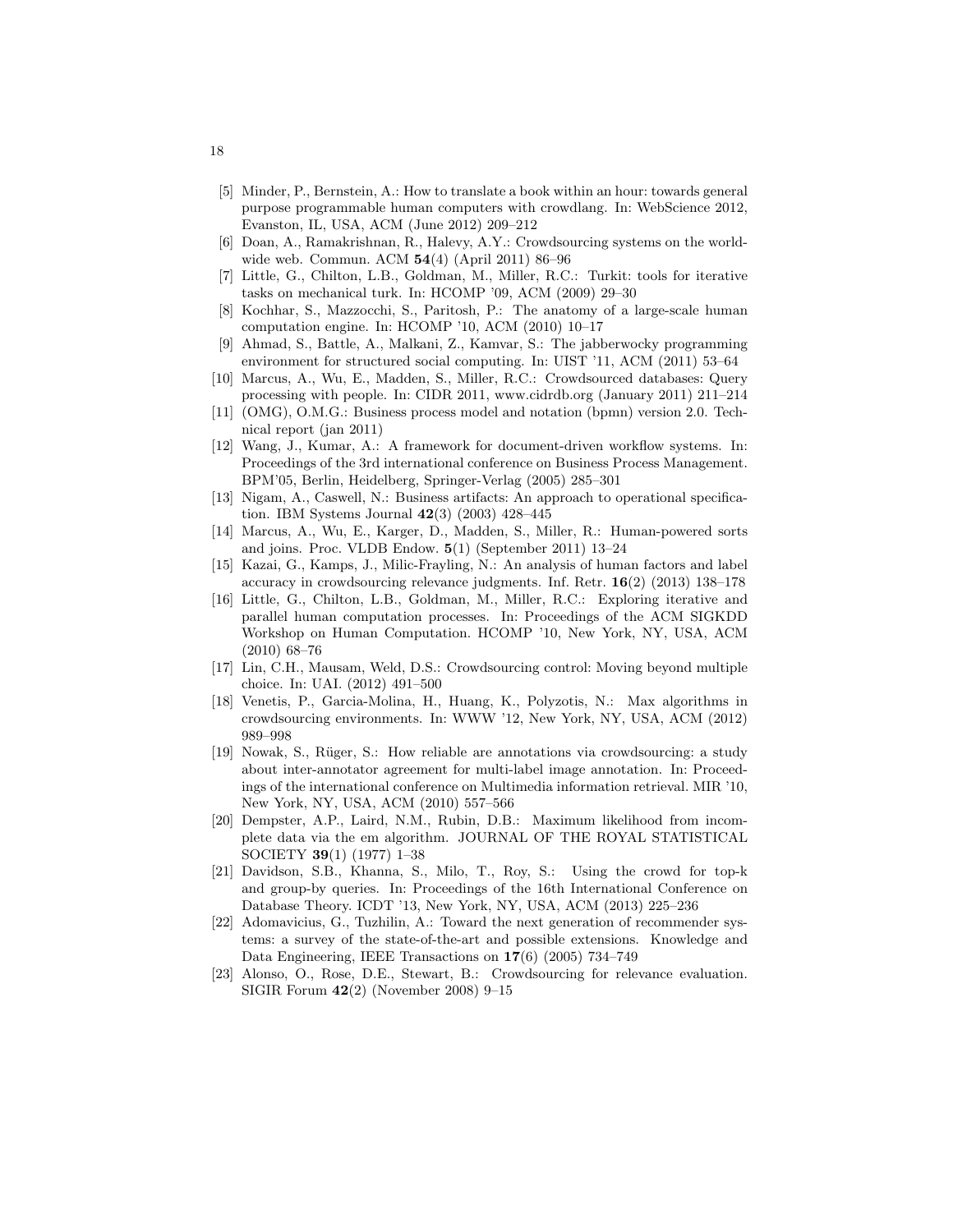[5] Minder, P., Bernstein, A.: How to translate a book within an hour: towards general purpose programmable human computers with crowdlang. In: WebScience 2012, Evanston, IL, USA, ACM (June 2012) 209–212

[6] Doan, A., Ramakrishnan, R., Halevy, A.Y.: Crowdsourcing systems on the world-wide web. Commun. ACM **54**(4) (April 2011) 86–96

[7] Little, G., Chilton, L.B., Goldman, M., Miller, R.C.: Turkit: tools for iterative tasks on mechanical turk. In: HCOMP '09, ACM (2009) 29–30

[8] Kochhar, S., Mazzocchi, S., Paritosh, P.: The anatomy of a large-scale human computation engine. In: HCOMP '10, ACM (2010) 10–17

[9] Ahmad, S., Battle, A., Malkani, Z., Kamvar, S.: The jabberwocky programming environment for structured social computing. In: UIST '11, ACM (2011) 53–64

[10] Marcus, A., Wu, E., Madden, S., Miller, R.C.: Crowdsourced databases: Query processing with people. In: CIDR 2011, www.cidrdb.org (January 2011) 211–214

[11] (OMG), O.M.G.: Business process model and notation (bpmn) version 2.0. Technical report (jan 2011)

[12] Wang, J., Kumar, A.: A framework for document-driven workflow systems. In: Proceedings of the 3rd international conference on Business Process Management. BPM'05, Berlin, Heidelberg, Springer-Verlag (2005) 285–301

[13] Nigam, A., Caswell, N.: Business artifacts: An approach to operational specification. IBM Systems Journal **42**(3) (2003) 428–445

[14] Marcus, A., Wu, E., Karger, D., Madden, S., Miller, R.: Human-powered sorts and joins. Proc. VLDB Endow. **5**(1) (September 2011) 13–24

[15] Kazai, G., Kamps, J., Milic-Frayling, N.: An analysis of human factors and label accuracy in crowdsourcing relevance judgments. Inf. Retr. **16**(2) (2013) 138–178

[16] Little, G., Chilton, L.B., Goldman, M., Miller, R.C.: Exploring iterative and parallel human computation processes. In: Proceedings of the ACM SIGKDD Workshop on Human Computation. HCOMP '10, New York, NY, USA, ACM (2010) 68–76

[17] Lin, C.H., Mausam, Weld, D.S.: Crowdsourcing control: Moving beyond multiple choice. In: UAI. (2012) 491–500

[18] Venetis, P., Garcia-Molina, H., Huang, K., Polyzotis, N.: Max algorithms in crowdsourcing environments. In: WWW '12, New York, NY, USA, ACM (2012) 989–998

[19] Nowak, S., Rüger, S.: How reliable are annotations via crowdsourcing: a study about inter-annotator agreement for multi-label image annotation. In: Proceedings of the international conference on Multimedia information retrieval. MIR '10, New York, NY, USA, ACM (2010) 557–566

[20] Dempster, A.P., Laird, N.M., Rubin, D.B.: Maximum likelihood from incomplete data via the em algorithm. JOURNAL OF THE ROYAL STATISTICAL SOCIETY **39**(1) (1977) 1–38

[21] Davidson, S.B., Khanna, S., Milo, T., Roy, S.: Using the crowd for top-k and group-by queries. In: Proceedings of the 16th International Conference on Database Theory. ICDT '13, New York, NY, USA, ACM (2013) 225–236

[22] Adomavicius, G., Tuzhilin, A.: Toward the next generation of recommender systems: a survey of the state-of-the-art and possible extensions. Knowledge and Data Engineering, IEEE Transactions on **17**(6) (2005) 734–749

[23] Alonso, O., Rose, D.E., Stewart, B.: Crowdsourcing for relevance evaluation. SIGIR Forum **42**(2) (November 2008) 9–15